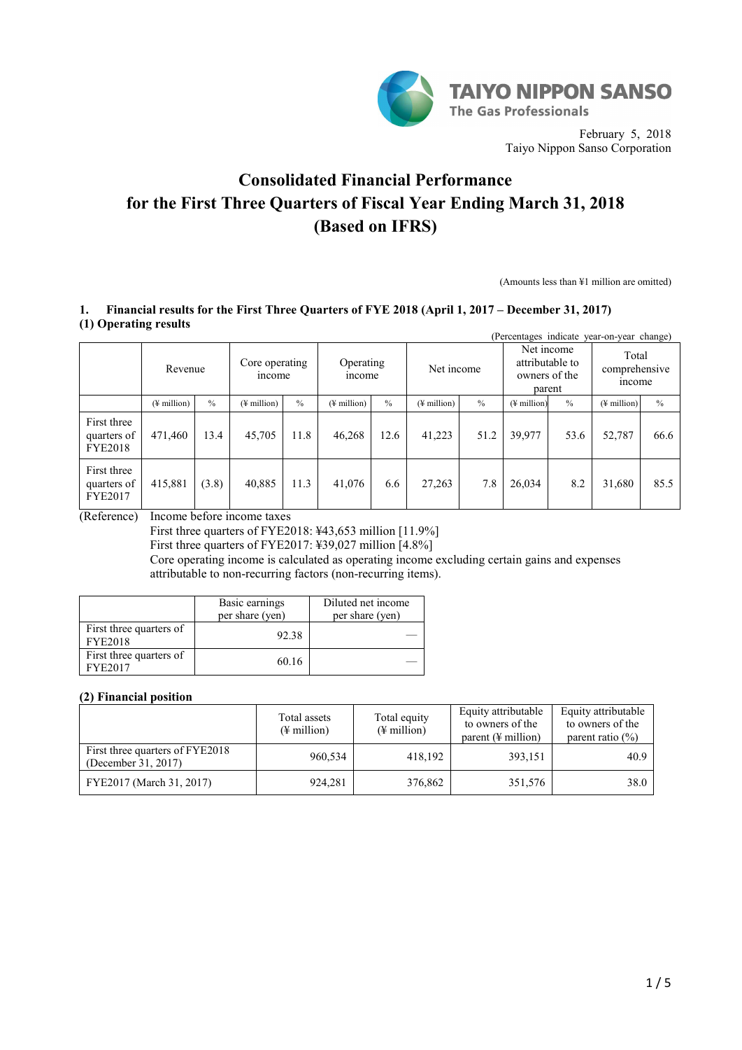TAIYO NIPPON SANSO
The Gas Professionals

February 5, 2018
Taiyo Nippon Sanso Corporation

# Consolidated Financial Performance for the First Three Quarters of Fiscal Year Ending March 31, 2018 (Based on IFRS)

(Amounts less than ¥1 million are omitted)

## 1. Financial results for the First Three Quarters of FYE 2018 (April 1, 2017 – December 31, 2017)

### (1) Operating results

(Percentages indicate year-on-year change)

| | Revenue | | Core operating income | | Operating income | | Net income | | Net income attributable to owners of the parent | | Total comprehensive income | |
|---|---|---|---|---|---|---|---|---|---|---|---|---|
| | (¥ million) | % | (¥ million) | % | (¥ million) | % | (¥ million) | % | (¥ million) | % | (¥ million) | % |
| First three quarters of FYE2018 | 471,460 | 13.4 | 45,705 | 11.8 | 46,268 | 12.6 | 41,223 | 51.2 | 39,977 | 53.6 | 52,787 | 66.6 |
| First three quarters of FYE2017 | 415,881 | (3.8) | 40,885 | 11.3 | 41,076 | 6.6 | 27,263 | 7.8 | 26,034 | 8.2 | 31,680 | 85.5 |

(Reference) Income before income taxes
First three quarters of FYE2018: ¥43,653 million [11.9%]
First three quarters of FYE2017: ¥39,027 million [4.8%]
Core operating income is calculated as operating income excluding certain gains and expenses attributable to non-recurring factors (non-recurring items).

| | Basic earnings per share (yen) | Diluted net income per share (yen) |
|---|---|---|
| First three quarters of FYE2018 | 92.38 | — |
| First three quarters of FYE2017 | 60.16 | — |

### (2) Financial position

| | Total assets (¥ million) | Total equity (¥ million) | Equity attributable to owners of the parent (¥ million) | Equity attributable to owners of the parent ratio (%) |
|---|---|---|---|---|
| First three quarters of FYE2018 (December 31, 2017) | 960,534 | 418,192 | 393,151 | 40.9 |
| FYE2017 (March 31, 2017) | 924,281 | 376,862 | 351,576 | 38.0 |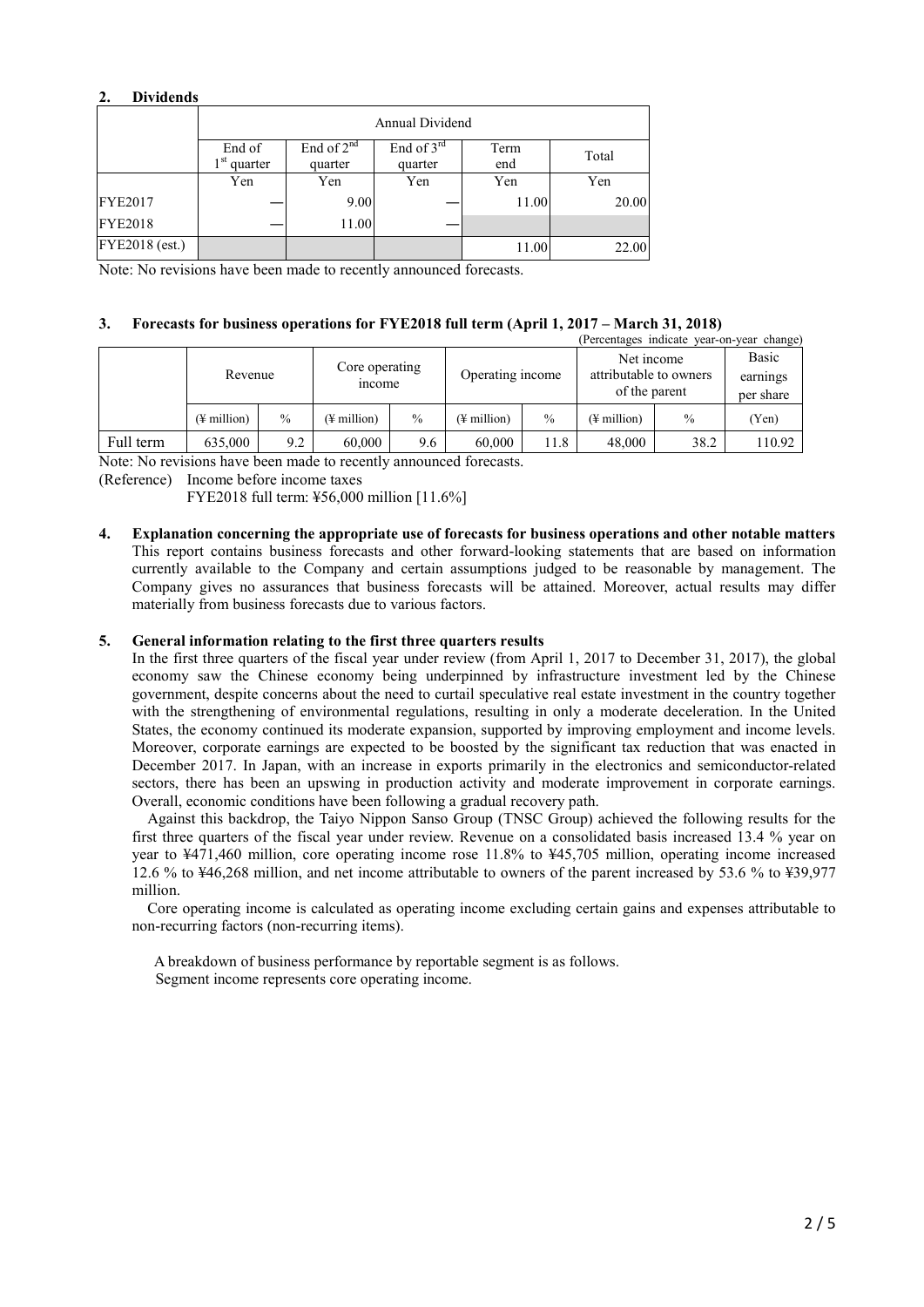## 2. Dividends

| | Annual Dividend | | | | |
|---|---|---|---|---|---|
| | End of 1st quarter | End of 2nd quarter | End of 3rd quarter | Term end | Total |
| | Yen | Yen | Yen | Yen | Yen |
| FYE2017 | ― | 9.00 | ― | 11.00 | 20.00 |
| FYE2018 | ― | 11.00 | ― | | |
| FYE2018 (est.) | | | | 11.00 | 22.00 |

Note: No revisions have been made to recently announced forecasts.

## 3. Forecasts for business operations for FYE2018 full term (April 1, 2017 – March 31, 2018)

(Percentages indicate year-on-year change)

| | Revenue | | Core operating income | | Operating income | | Net income attributable to owners of the parent | | Basic earnings per share |
|---|---|---|---|---|---|---|---|---|---|
| | (¥ million) | % | (¥ million) | % | (¥ million) | % | (¥ million) | % | (Yen) |
| Full term | 635,000 | 9.2 | 60,000 | 9.6 | 60,000 | 11.8 | 48,000 | 38.2 | 110.92 |

Note: No revisions have been made to recently announced forecasts.

(Reference) Income before income taxes

FYE2018 full term: ¥56,000 million [11.6%]

## 4. Explanation concerning the appropriate use of forecasts for business operations and other notable matters

This report contains business forecasts and other forward-looking statements that are based on information currently available to the Company and certain assumptions judged to be reasonable by management. The Company gives no assurances that business forecasts will be attained. Moreover, actual results may differ materially from business forecasts due to various factors.

## 5. General information relating to the first three quarters results

In the first three quarters of the fiscal year under review (from April 1, 2017 to December 31, 2017), the global economy saw the Chinese economy being underpinned by infrastructure investment led by the Chinese government, despite concerns about the need to curtail speculative real estate investment in the country together with the strengthening of environmental regulations, resulting in only a moderate deceleration. In the United States, the economy continued its moderate expansion, supported by improving employment and income levels. Moreover, corporate earnings are expected to be boosted by the significant tax reduction that was enacted in December 2017. In Japan, with an increase in exports primarily in the electronics and semiconductor-related sectors, there has been an upswing in production activity and moderate improvement in corporate earnings. Overall, economic conditions have been following a gradual recovery path.

Against this backdrop, the Taiyo Nippon Sanso Group (TNSC Group) achieved the following results for the first three quarters of the fiscal year under review. Revenue on a consolidated basis increased 13.4 % year on year to ¥471,460 million, core operating income rose 11.8% to ¥45,705 million, operating income increased 12.6 % to ¥46,268 million, and net income attributable to owners of the parent increased by 53.6 % to ¥39,977 million.

Core operating income is calculated as operating income excluding certain gains and expenses attributable to non-recurring factors (non-recurring items).

A breakdown of business performance by reportable segment is as follows.
Segment income represents core operating income.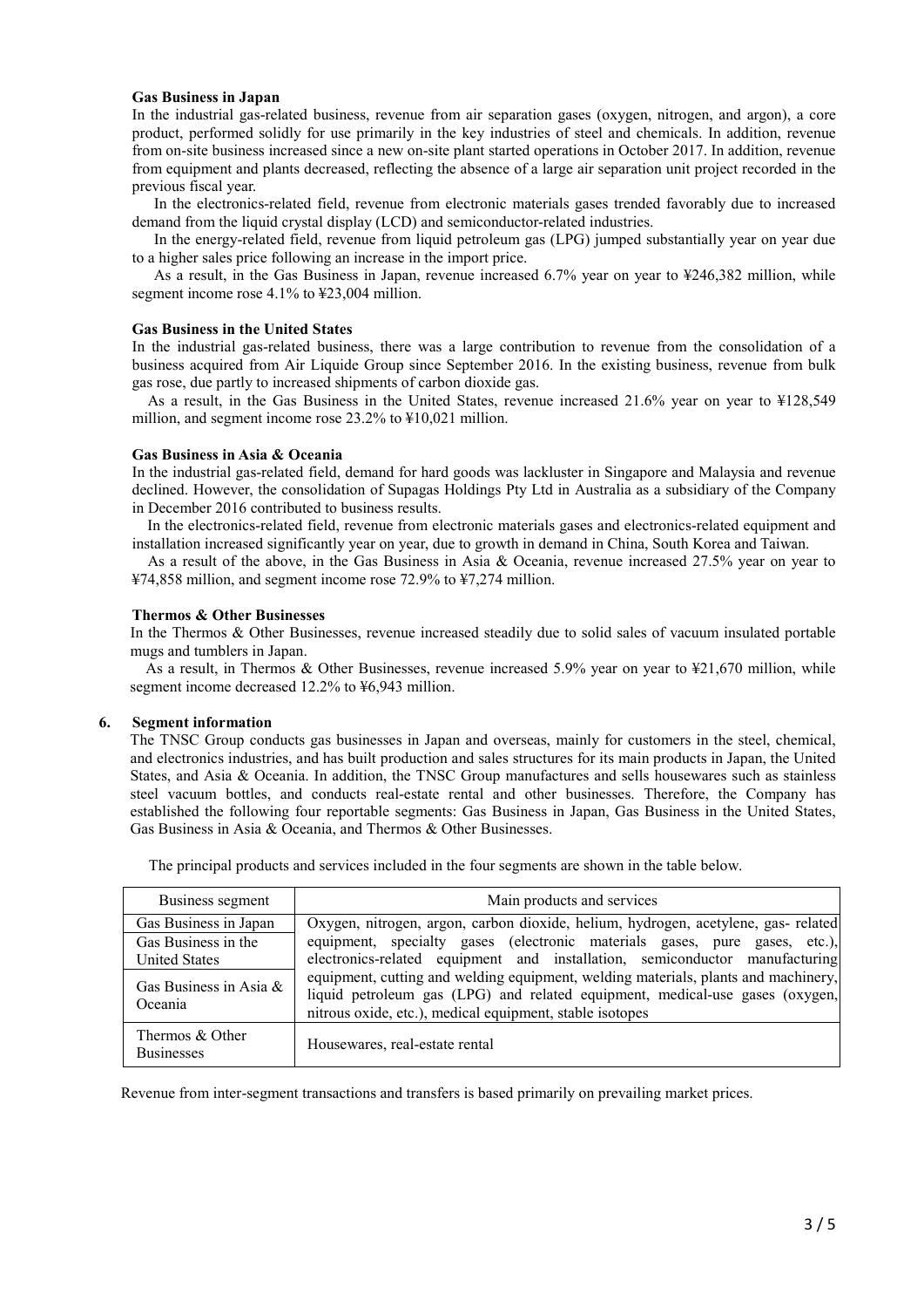**Gas Business in Japan**

In the industrial gas-related business, revenue from air separation gases (oxygen, nitrogen, and argon), a core product, performed solidly for use primarily in the key industries of steel and chemicals. In addition, revenue from on-site business increased since a new on-site plant started operations in October 2017. In addition, revenue from equipment and plants decreased, reflecting the absence of a large air separation unit project recorded in the previous fiscal year.

In the electronics-related field, revenue from electronic materials gases trended favorably due to increased demand from the liquid crystal display (LCD) and semiconductor-related industries.

In the energy-related field, revenue from liquid petroleum gas (LPG) jumped substantially year on year due to a higher sales price following an increase in the import price.

As a result, in the Gas Business in Japan, revenue increased 6.7% year on year to ¥246,382 million, while segment income rose 4.1% to ¥23,004 million.

**Gas Business in the United States**

In the industrial gas-related business, there was a large contribution to revenue from the consolidation of a business acquired from Air Liquide Group since September 2016. In the existing business, revenue from bulk gas rose, due partly to increased shipments of carbon dioxide gas.

As a result, in the Gas Business in the United States, revenue increased 21.6% year on year to ¥128,549 million, and segment income rose 23.2% to ¥10,021 million.

**Gas Business in Asia & Oceania**

In the industrial gas-related field, demand for hard goods was lackluster in Singapore and Malaysia and revenue declined. However, the consolidation of Supagas Holdings Pty Ltd in Australia as a subsidiary of the Company in December 2016 contributed to business results.

In the electronics-related field, revenue from electronic materials gases and electronics-related equipment and installation increased significantly year on year, due to growth in demand in China, South Korea and Taiwan.

As a result of the above, in the Gas Business in Asia & Oceania, revenue increased 27.5% year on year to ¥74,858 million, and segment income rose 72.9% to ¥7,274 million.

**Thermos & Other Businesses**

In the Thermos & Other Businesses, revenue increased steadily due to solid sales of vacuum insulated portable mugs and tumblers in Japan.

As a result, in Thermos & Other Businesses, revenue increased 5.9% year on year to ¥21,670 million, while segment income decreased 12.2% to ¥6,943 million.

## 6. Segment information

The TNSC Group conducts gas businesses in Japan and overseas, mainly for customers in the steel, chemical, and electronics industries, and has built production and sales structures for its main products in Japan, the United States, and Asia & Oceania. In addition, the TNSC Group manufactures and sells housewares such as stainless steel vacuum bottles, and conducts real-estate rental and other businesses. Therefore, the Company has established the following four reportable segments: Gas Business in Japan, Gas Business in the United States, Gas Business in Asia & Oceania, and Thermos & Other Businesses.

The principal products and services included in the four segments are shown in the table below.

| Business segment | Main products and services |
|---|---|
| Gas Business in Japan<br>Gas Business in the United States<br>Gas Business in Asia & Oceania | Oxygen, nitrogen, argon, carbon dioxide, helium, hydrogen, acetylene, gas- related equipment, specialty gases (electronic materials gases, pure gases, etc.), electronics-related equipment and installation, semiconductor manufacturing equipment, cutting and welding equipment, welding materials, plants and machinery, liquid petroleum gas (LPG) and related equipment, medical-use gases (oxygen, nitrous oxide, etc.), medical equipment, stable isotopes |
| Thermos & Other Businesses | Housewares, real-estate rental |

Revenue from inter-segment transactions and transfers is based primarily on prevailing market prices.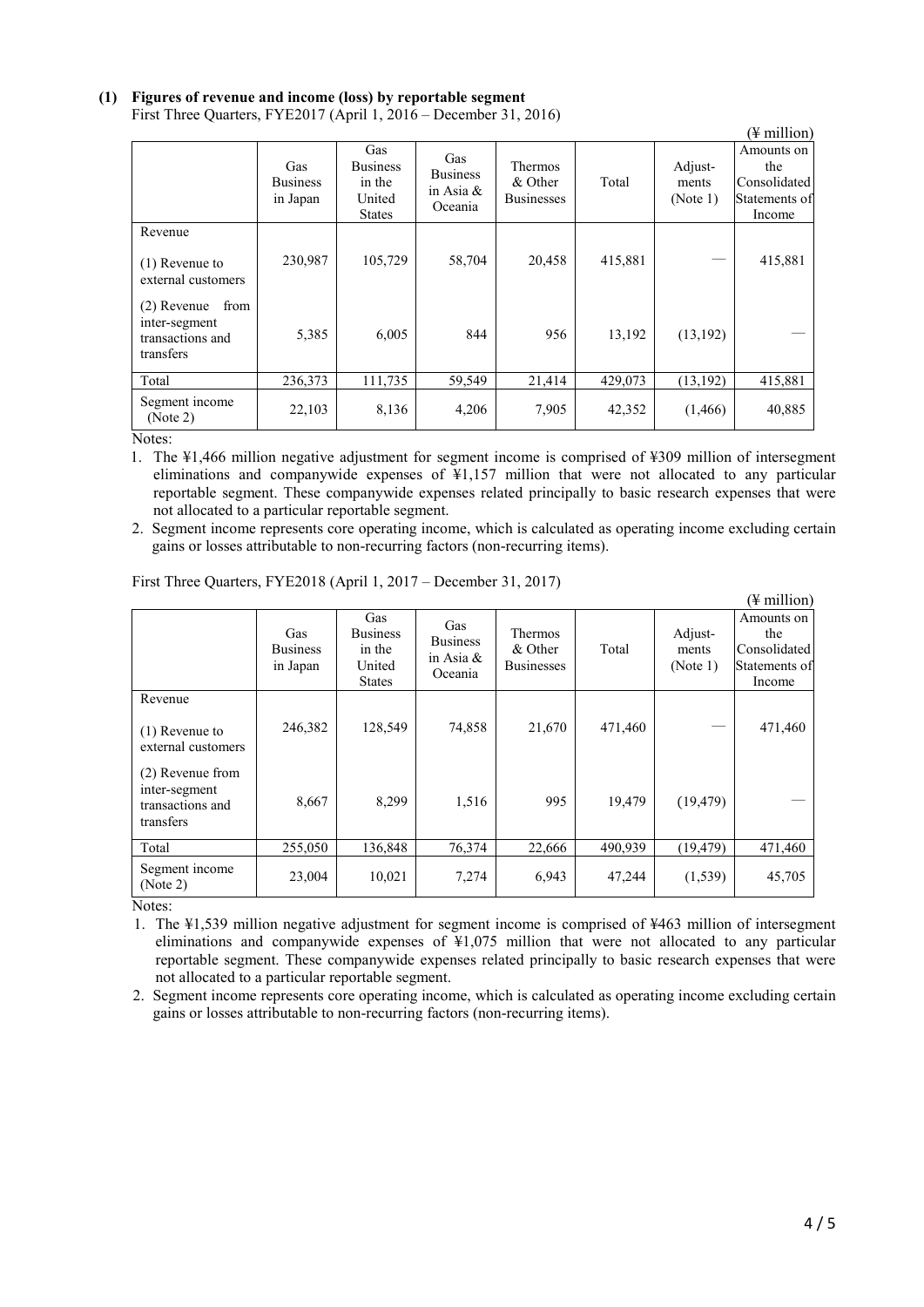### (1) Figures of revenue and income (loss) by reportable segment

First Three Quarters, FYE2017 (April 1, 2016 – December 31, 2016)

(¥ million)

| | Gas Business in Japan | Gas Business in the United States | Gas Business in Asia & Oceania | Thermos & Other Businesses | Total | Adjust-ments (Note 1) | Amounts on the Consolidated Statements of Income |
|---|---|---|---|---|---|---|---|
| Revenue | | | | | | | |
| (1) Revenue to external customers | 230,987 | 105,729 | 58,704 | 20,458 | 415,881 | — | 415,881 |
| (2) Revenue from inter-segment transactions and transfers | 5,385 | 6,005 | 844 | 956 | 13,192 | (13,192) | — |
| Total | 236,373 | 111,735 | 59,549 | 21,414 | 429,073 | (13,192) | 415,881 |
| Segment income (Note 2) | 22,103 | 8,136 | 4,206 | 7,905 | 42,352 | (1,466) | 40,885 |

Notes:

1. The ¥1,466 million negative adjustment for segment income is comprised of ¥309 million of intersegment eliminations and companywide expenses of ¥1,157 million that were not allocated to any particular reportable segment. These companywide expenses related principally to basic research expenses that were not allocated to a particular reportable segment.
2. Segment income represents core operating income, which is calculated as operating income excluding certain gains or losses attributable to non-recurring factors (non-recurring items).

First Three Quarters, FYE2018 (April 1, 2017 – December 31, 2017)

(¥ million)

| | Gas Business in Japan | Gas Business in the United States | Gas Business in Asia & Oceania | Thermos & Other Businesses | Total | Adjust-ments (Note 1) | Amounts on the Consolidated Statements of Income |
|---|---|---|---|---|---|---|---|
| Revenue | | | | | | | |
| (1) Revenue to external customers | 246,382 | 128,549 | 74,858 | 21,670 | 471,460 | — | 471,460 |
| (2) Revenue from inter-segment transactions and transfers | 8,667 | 8,299 | 1,516 | 995 | 19,479 | (19,479) | — |
| Total | 255,050 | 136,848 | 76,374 | 22,666 | 490,939 | (19,479) | 471,460 |
| Segment income (Note 2) | 23,004 | 10,021 | 7,274 | 6,943 | 47,244 | (1,539) | 45,705 |

Notes:

1. The ¥1,539 million negative adjustment for segment income is comprised of ¥463 million of intersegment eliminations and companywide expenses of ¥1,075 million that were not allocated to any particular reportable segment. These companywide expenses related principally to basic research expenses that were not allocated to a particular reportable segment.
2. Segment income represents core operating income, which is calculated as operating income excluding certain gains or losses attributable to non-recurring factors (non-recurring items).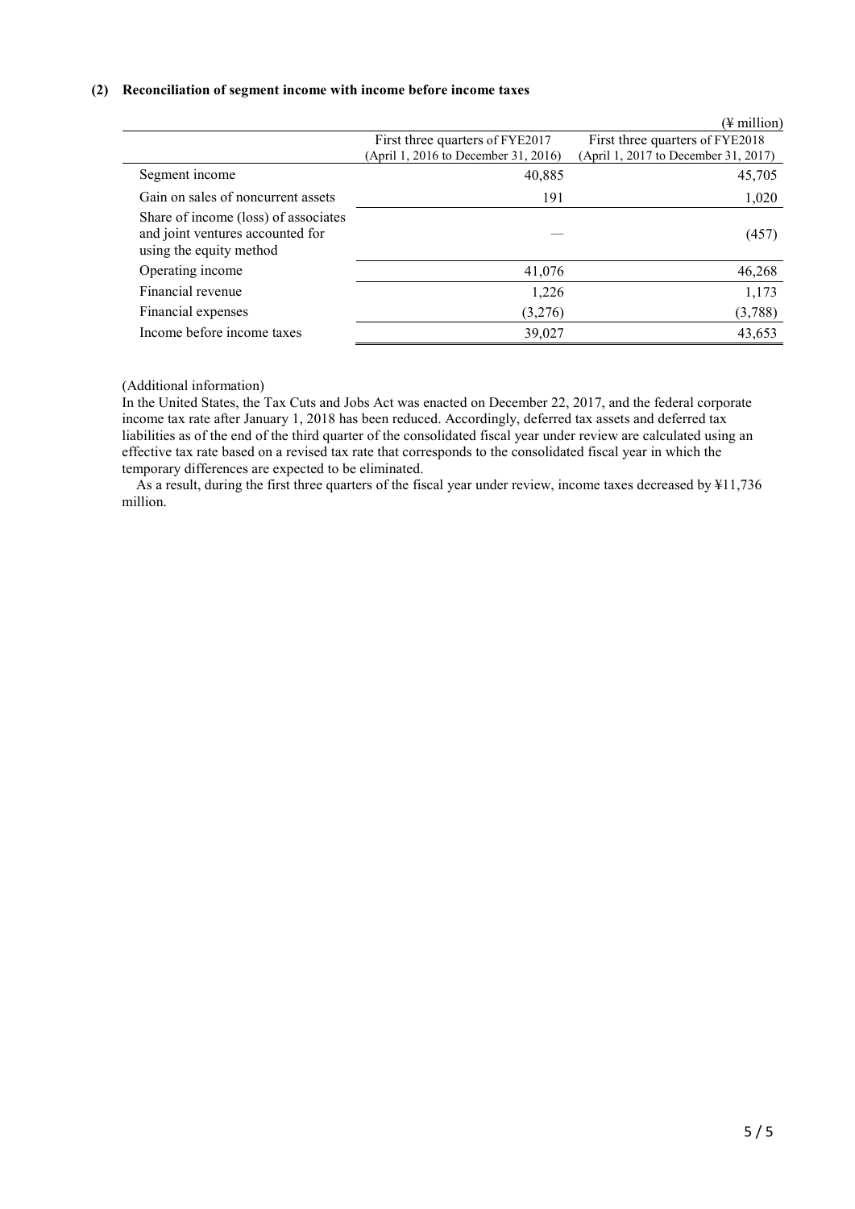### (2) Reconciliation of segment income with income before income taxes

(¥ million)

| | First three quarters of FYE2017 (April 1, 2016 to December 31, 2016) | First three quarters of FYE2018 (April 1, 2017 to December 31, 2017) |
|---|---|---|
| Segment income | 40,885 | 45,705 |
| Gain on sales of noncurrent assets | 191 | 1,020 |
| Share of income (loss) of associates and joint ventures accounted for using the equity method | — | (457) |
| Operating income | 41,076 | 46,268 |
| Financial revenue | 1,226 | 1,173 |
| Financial expenses | (3,276) | (3,788) |
| Income before income taxes | 39,027 | 43,653 |

(Additional information)

In the United States, the Tax Cuts and Jobs Act was enacted on December 22, 2017, and the federal corporate income tax rate after January 1, 2018 has been reduced. Accordingly, deferred tax assets and deferred tax liabilities as of the end of the third quarter of the consolidated fiscal year under review are calculated using an effective tax rate based on a revised tax rate that corresponds to the consolidated fiscal year in which the temporary differences are expected to be eliminated.

As a result, during the first three quarters of the fiscal year under review, income taxes decreased by ¥11,736 million.